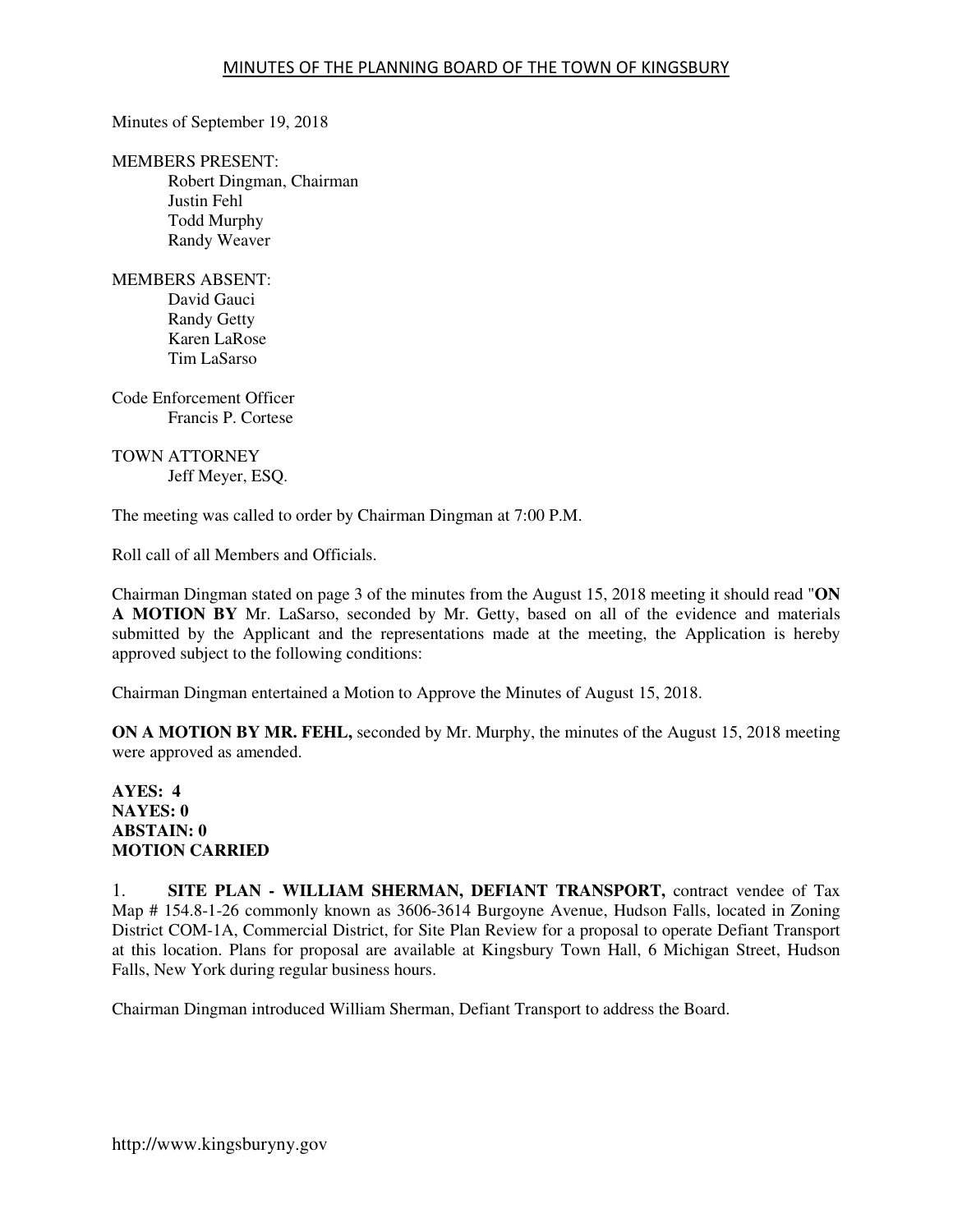# MINUTES OF THE PLANNING BOARD OF THE TOWN OF KINGSBURY

Minutes of September 19, 2018

MEMBERS PRESENT:
Robert Dingman, Chairman
Justin Fehl
Todd Murphy
Randy Weaver

MEMBERS ABSENT:
David Gauci
Randy Getty
Karen LaRose
Tim LaSarso

Code Enforcement Officer
Francis P. Cortese

TOWN ATTORNEY
Jeff Meyer, ESQ.

The meeting was called to order by Chairman Dingman at 7:00 P.M.

Roll call of all Members and Officials.

Chairman Dingman stated on page 3 of the minutes from the August 15, 2018 meeting it should read "**ON A MOTION BY** Mr. LaSarso, seconded by Mr. Getty, based on all of the evidence and materials submitted by the Applicant and the representations made at the meeting, the Application is hereby approved subject to the following conditions:

Chairman Dingman entertained a Motion to Approve the Minutes of August 15, 2018.

**ON A MOTION BY MR. FEHL,** seconded by Mr. Murphy, the minutes of the August 15, 2018 meeting were approved as amended.

**AYES: 4**
**NAYES: 0**
**ABSTAIN: 0**
**MOTION CARRIED**

1. **SITE PLAN - WILLIAM SHERMAN, DEFIANT TRANSPORT,** contract vendee of Tax Map # 154.8-1-26 commonly known as 3606-3614 Burgoyne Avenue, Hudson Falls, located in Zoning District COM-1A, Commercial District, for Site Plan Review for a proposal to operate Defiant Transport at this location. Plans for proposal are available at Kingsbury Town Hall, 6 Michigan Street, Hudson Falls, New York during regular business hours.

Chairman Dingman introduced William Sherman, Defiant Transport to address the Board.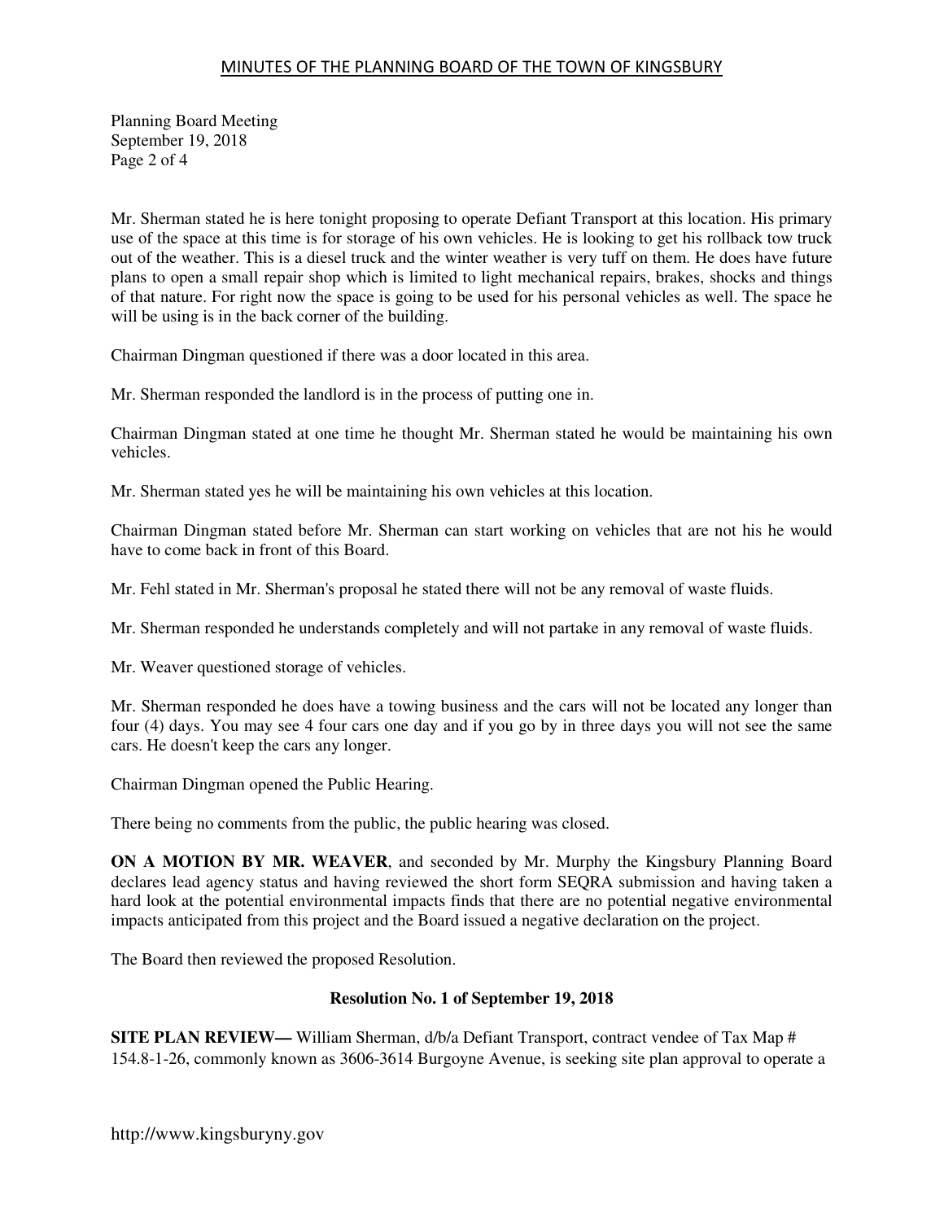Mr. Sherman stated he is here tonight proposing to operate Defiant Transport at this location. His primary use of the space at this time is for storage of his own vehicles. He is looking to get his rollback tow truck out of the weather. This is a diesel truck and the winter weather is very tuff on them. He does have future plans to open a small repair shop which is limited to light mechanical repairs, brakes, shocks and things of that nature. For right now the space is going to be used for his personal vehicles as well. The space he will be using is in the back corner of the building.

Chairman Dingman questioned if there was a door located in this area.

Mr. Sherman responded the landlord is in the process of putting one in.

Chairman Dingman stated at one time he thought Mr. Sherman stated he would be maintaining his own vehicles.

Mr. Sherman stated yes he will be maintaining his own vehicles at this location.

Chairman Dingman stated before Mr. Sherman can start working on vehicles that are not his he would have to come back in front of this Board.

Mr. Fehl stated in Mr. Sherman's proposal he stated there will not be any removal of waste fluids.

Mr. Sherman responded he understands completely and will not partake in any removal of waste fluids.

Mr. Weaver questioned storage of vehicles.

Mr. Sherman responded he does have a towing business and the cars will not be located any longer than four (4) days. You may see 4 four cars one day and if you go by in three days you will not see the same cars. He doesn't keep the cars any longer.

Chairman Dingman opened the Public Hearing.

There being no comments from the public, the public hearing was closed.

**ON A MOTION BY MR. WEAVER**, and seconded by Mr. Murphy the Kingsbury Planning Board declares lead agency status and having reviewed the short form SEQRA submission and having taken a hard look at the potential environmental impacts finds that there are no potential negative environmental impacts anticipated from this project and the Board issued a negative declaration on the project.

The Board then reviewed the proposed Resolution.

**Resolution No. 1 of September 19, 2018**

**SITE PLAN REVIEW—** William Sherman, d/b/a Defiant Transport, contract vendee of Tax Map # 154.8-1-26, commonly known as 3606-3614 Burgoyne Avenue, is seeking site plan approval to operate a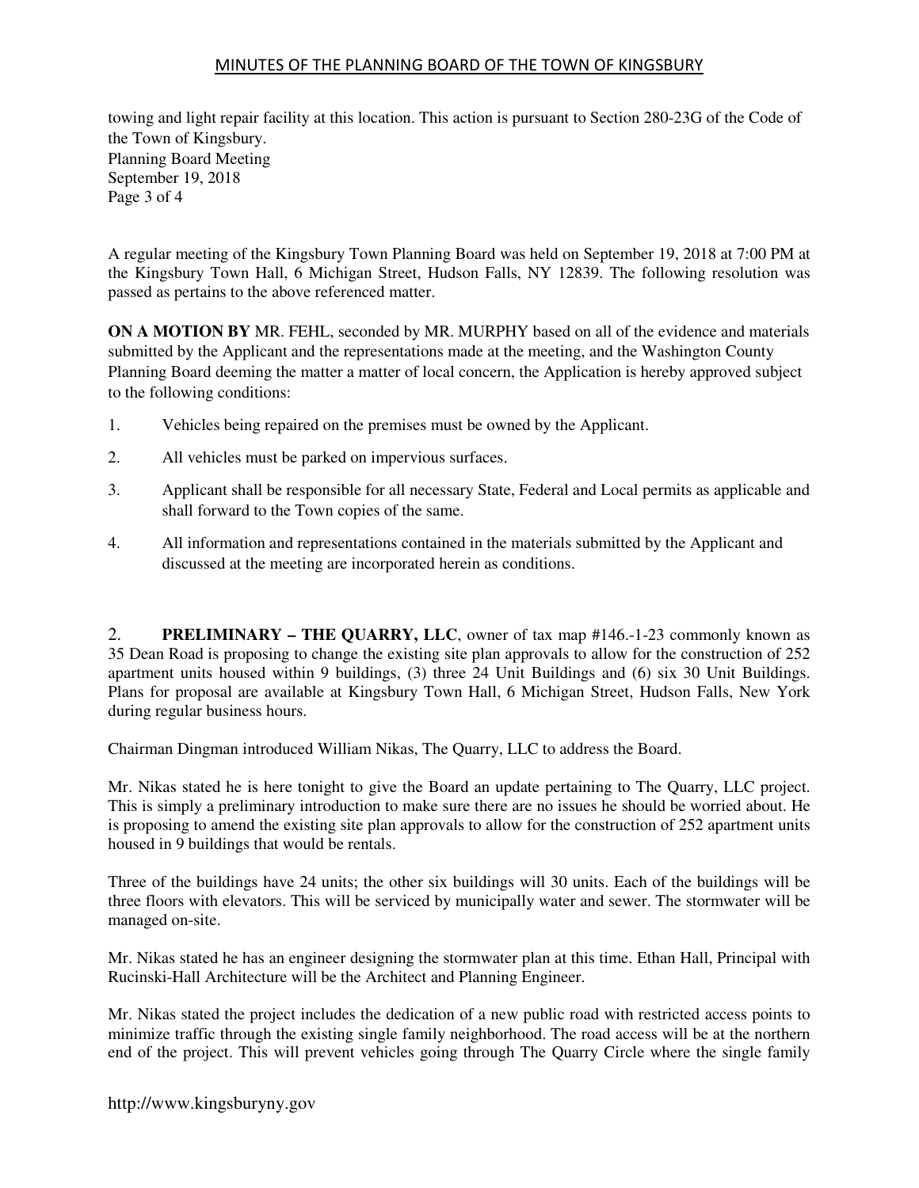towing and light repair facility at this location. This action is pursuant to Section 280-23G of the Code of the Town of Kingsbury.
Planning Board Meeting
September 19, 2018
Page 3 of 4

A regular meeting of the Kingsbury Town Planning Board was held on September 19, 2018 at 7:00 PM at the Kingsbury Town Hall, 6 Michigan Street, Hudson Falls, NY 12839. The following resolution was passed as pertains to the above referenced matter.

**ON A MOTION BY** MR. FEHL, seconded by MR. MURPHY based on all of the evidence and materials submitted by the Applicant and the representations made at the meeting, and the Washington County Planning Board deeming the matter a matter of local concern, the Application is hereby approved subject to the following conditions:

1. Vehicles being repaired on the premises must be owned by the Applicant.
2. All vehicles must be parked on impervious surfaces.
3. Applicant shall be responsible for all necessary State, Federal and Local permits as applicable and shall forward to the Town copies of the same.
4. All information and representations contained in the materials submitted by the Applicant and discussed at the meeting are incorporated herein as conditions.

2. **PRELIMINARY – THE QUARRY, LLC**, owner of tax map #146.-1-23 commonly known as 35 Dean Road is proposing to change the existing site plan approvals to allow for the construction of 252 apartment units housed within 9 buildings, (3) three 24 Unit Buildings and (6) six 30 Unit Buildings. Plans for proposal are available at Kingsbury Town Hall, 6 Michigan Street, Hudson Falls, New York during regular business hours.

Chairman Dingman introduced William Nikas, The Quarry, LLC to address the Board.

Mr. Nikas stated he is here tonight to give the Board an update pertaining to The Quarry, LLC project. This is simply a preliminary introduction to make sure there are no issues he should be worried about. He is proposing to amend the existing site plan approvals to allow for the construction of 252 apartment units housed in 9 buildings that would be rentals.

Three of the buildings have 24 units; the other six buildings will 30 units. Each of the buildings will be three floors with elevators. This will be serviced by municipally water and sewer. The stormwater will be managed on-site.

Mr. Nikas stated he has an engineer designing the stormwater plan at this time. Ethan Hall, Principal with Rucinski-Hall Architecture will be the Architect and Planning Engineer.

Mr. Nikas stated the project includes the dedication of a new public road with restricted access points to minimize traffic through the existing single family neighborhood. The road access will be at the northern end of the project. This will prevent vehicles going through The Quarry Circle where the single family

http://www.kingsburyny.gov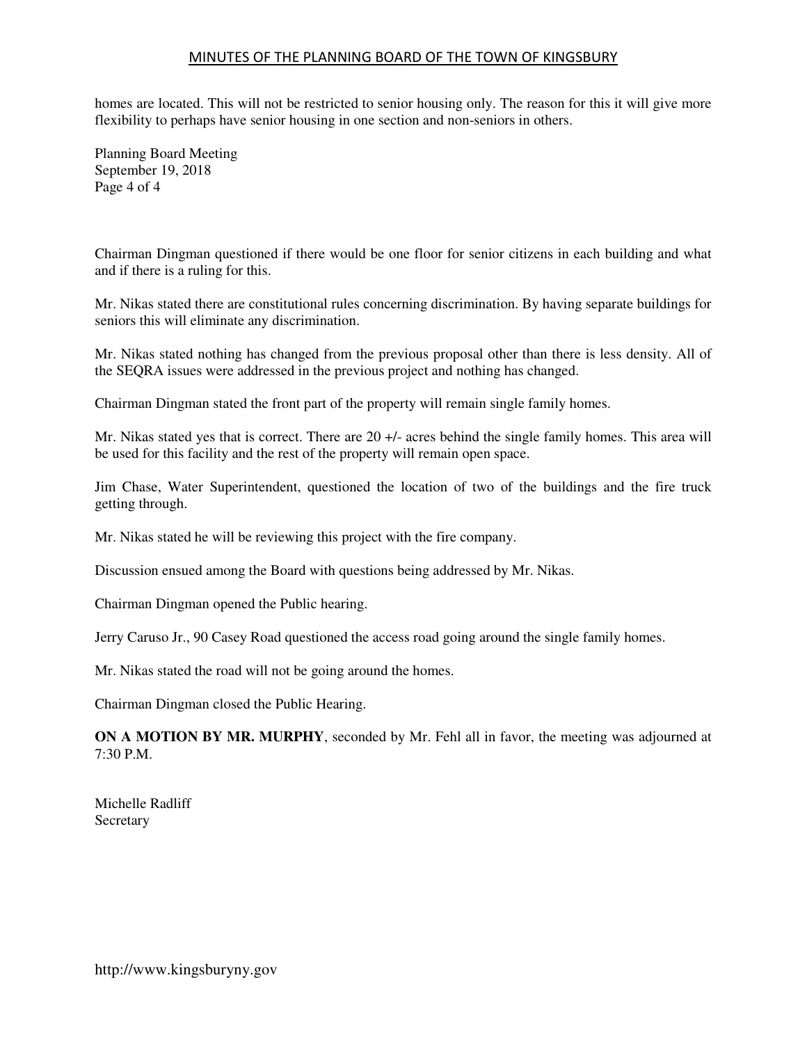homes are located. This will not be restricted to senior housing only. The reason for this it will give more flexibility to perhaps have senior housing in one section and non-seniors in others.

Planning Board Meeting
September 19, 2018
Page 4 of 4

Chairman Dingman questioned if there would be one floor for senior citizens in each building and what and if there is a ruling for this.

Mr. Nikas stated there are constitutional rules concerning discrimination. By having separate buildings for seniors this will eliminate any discrimination.

Mr. Nikas stated nothing has changed from the previous proposal other than there is less density. All of the SEQRA issues were addressed in the previous project and nothing has changed.

Chairman Dingman stated the front part of the property will remain single family homes.

Mr. Nikas stated yes that is correct. There are 20 +/- acres behind the single family homes. This area will be used for this facility and the rest of the property will remain open space.

Jim Chase, Water Superintendent, questioned the location of two of the buildings and the fire truck getting through.

Mr. Nikas stated he will be reviewing this project with the fire company.

Discussion ensued among the Board with questions being addressed by Mr. Nikas.

Chairman Dingman opened the Public hearing.

Jerry Caruso Jr., 90 Casey Road questioned the access road going around the single family homes.

Mr. Nikas stated the road will not be going around the homes.

Chairman Dingman closed the Public Hearing.

**ON A MOTION BY MR. MURPHY**, seconded by Mr. Fehl all in favor, the meeting was adjourned at 7:30 P.M.

Michelle Radliff
Secretary